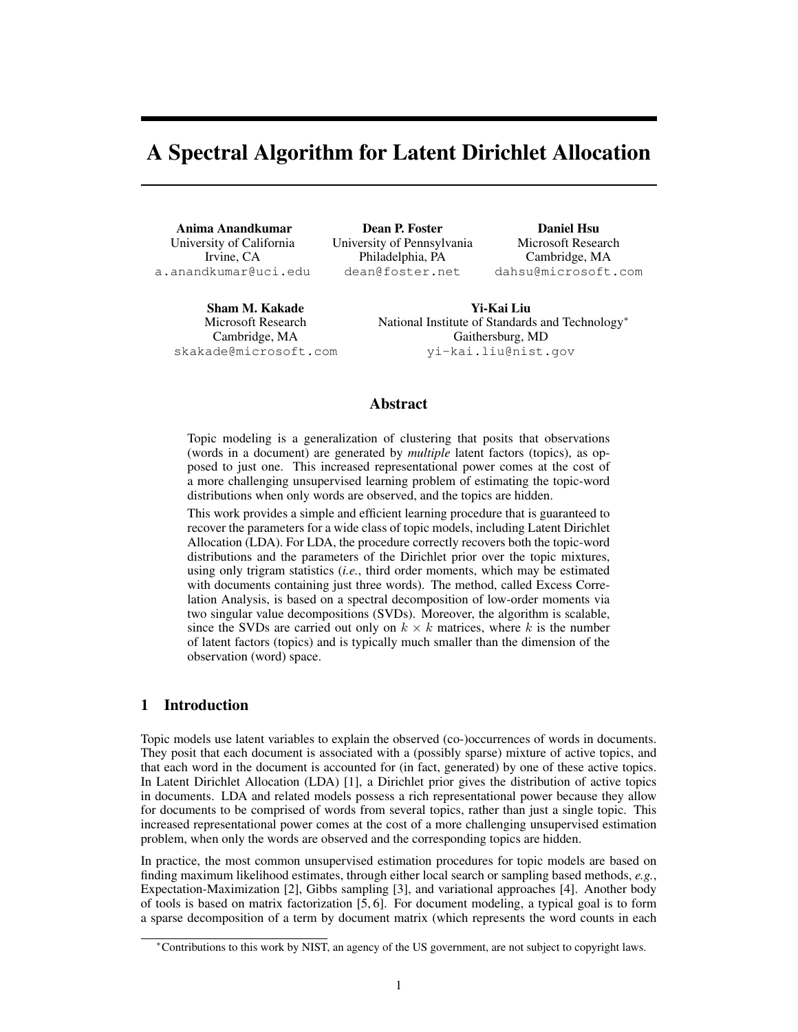# A Spectral Algorithm for Latent Dirichlet Allocation

**Anima Anandkumar**
University of California
Irvine, CA
a.anandkumar@uci.edu

**Dean P. Foster**
University of Pennsylvania
Philadelphia, PA
dean@foster.net

**Daniel Hsu**
Microsoft Research
Cambridge, MA
dahsu@microsoft.com

**Sham M. Kakade**
Microsoft Research
Cambridge, MA
skakade@microsoft.com

**Yi-Kai Liu**
National Institute of Standards and Technology*
Gaithersburg, MD
yi-kai.liu@nist.gov

## Abstract

Topic modeling is a generalization of clustering that posits that observations (words in a document) are generated by *multiple* latent factors (topics), as opposed to just one. This increased representational power comes at the cost of a more challenging unsupervised learning problem of estimating the topic-word distributions when only words are observed, and the topics are hidden.

This work provides a simple and efficient learning procedure that is guaranteed to recover the parameters for a wide class of topic models, including Latent Dirichlet Allocation (LDA). For LDA, the procedure correctly recovers both the topic-word distributions and the parameters of the Dirichlet prior over the topic mixtures, using only trigram statistics (*i.e.*, third order moments, which may be estimated with documents containing just three words). The method, called Excess Correlation Analysis, is based on a spectral decomposition of low-order moments via two singular value decompositions (SVDs). Moreover, the algorithm is scalable, since the SVDs are carried out only on $k \times k$ matrices, where $k$ is the number of latent factors (topics) and is typically much smaller than the dimension of the observation (word) space.

## 1 Introduction

Topic models use latent variables to explain the observed (co-)occurrences of words in documents. They posit that each document is associated with a (possibly sparse) mixture of active topics, and that each word in the document is accounted for (in fact, generated) by one of these active topics. In Latent Dirichlet Allocation (LDA) [1], a Dirichlet prior gives the distribution of active topics in documents. LDA and related models possess a rich representational power because they allow for documents to be comprised of words from several topics, rather than just a single topic. This increased representational power comes at the cost of a more challenging unsupervised estimation problem, when only the words are observed and the corresponding topics are hidden.

In practice, the most common unsupervised estimation procedures for topic models are based on finding maximum likelihood estimates, through either local search or sampling based methods, *e.g.*, Expectation-Maximization [2], Gibbs sampling [3], and variational approaches [4]. Another body of tools is based on matrix factorization [5, 6]. For document modeling, a typical goal is to form a sparse decomposition of a term by document matrix (which represents the word counts in each

*Contributions to this work by NIST, an agency of the US government, are not subject to copyright laws.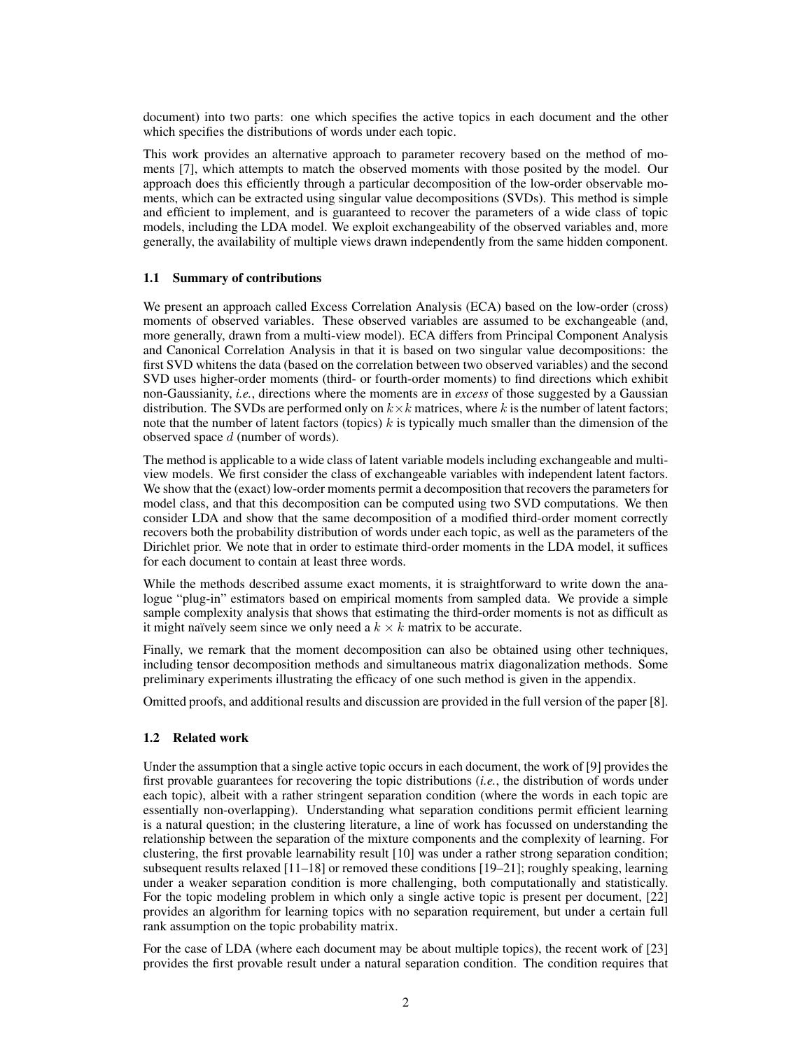document) into two parts: one which specifies the active topics in each document and the other which specifies the distributions of words under each topic.

This work provides an alternative approach to parameter recovery based on the method of moments [7], which attempts to match the observed moments with those posited by the model. Our approach does this efficiently through a particular decomposition of the low-order observable moments, which can be extracted using singular value decompositions (SVDs). This method is simple and efficient to implement, and is guaranteed to recover the parameters of a wide class of topic models, including the LDA model. We exploit exchangeability of the observed variables and, more generally, the availability of multiple views drawn independently from the same hidden component.

### 1.1 Summary of contributions

We present an approach called Excess Correlation Analysis (ECA) based on the low-order (cross) moments of observed variables. These observed variables are assumed to be exchangeable (and, more generally, drawn from a multi-view model). ECA differs from Principal Component Analysis and Canonical Correlation Analysis in that it is based on two singular value decompositions: the first SVD whitens the data (based on the correlation between two observed variables) and the second SVD uses higher-order moments (third- or fourth-order moments) to find directions which exhibit non-Gaussianity, *i.e.*, directions where the moments are in *excess* of those suggested by a Gaussian distribution. The SVDs are performed only on $k \times k$ matrices, where $k$ is the number of latent factors; note that the number of latent factors (topics) $k$ is typically much smaller than the dimension of the observed space $d$ (number of words).

The method is applicable to a wide class of latent variable models including exchangeable and multi-view models. We first consider the class of exchangeable variables with independent latent factors. We show that the (exact) low-order moments permit a decomposition that recovers the parameters for model class, and that this decomposition can be computed using two SVD computations. We then consider LDA and show that the same decomposition of a modified third-order moment correctly recovers both the probability distribution of words under each topic, as well as the parameters of the Dirichlet prior. We note that in order to estimate third-order moments in the LDA model, it suffices for each document to contain at least three words.

While the methods described assume exact moments, it is straightforward to write down the analogue "plug-in" estimators based on empirical moments from sampled data. We provide a simple sample complexity analysis that shows that estimating the third-order moments is not as difficult as it might naïvely seem since we only need a $k \times k$ matrix to be accurate.

Finally, we remark that the moment decomposition can also be obtained using other techniques, including tensor decomposition methods and simultaneous matrix diagonalization methods. Some preliminary experiments illustrating the efficacy of one such method is given in the appendix.

Omitted proofs, and additional results and discussion are provided in the full version of the paper [8].

### 1.2 Related work

Under the assumption that a single active topic occurs in each document, the work of [9] provides the first provable guarantees for recovering the topic distributions (*i.e.*, the distribution of words under each topic), albeit with a rather stringent separation condition (where the words in each topic are essentially non-overlapping). Understanding what separation conditions permit efficient learning is a natural question; in the clustering literature, a line of work has focussed on understanding the relationship between the separation of the mixture components and the complexity of learning. For clustering, the first provable learnability result [10] was under a rather strong separation condition; subsequent results relaxed [11–18] or removed these conditions [19–21]; roughly speaking, learning under a weaker separation condition is more challenging, both computationally and statistically. For the topic modeling problem in which only a single active topic is present per document, [22] provides an algorithm for learning topics with no separation requirement, but under a certain full rank assumption on the topic probability matrix.

For the case of LDA (where each document may be about multiple topics), the recent work of [23] provides the first provable result under a natural separation condition. The condition requires that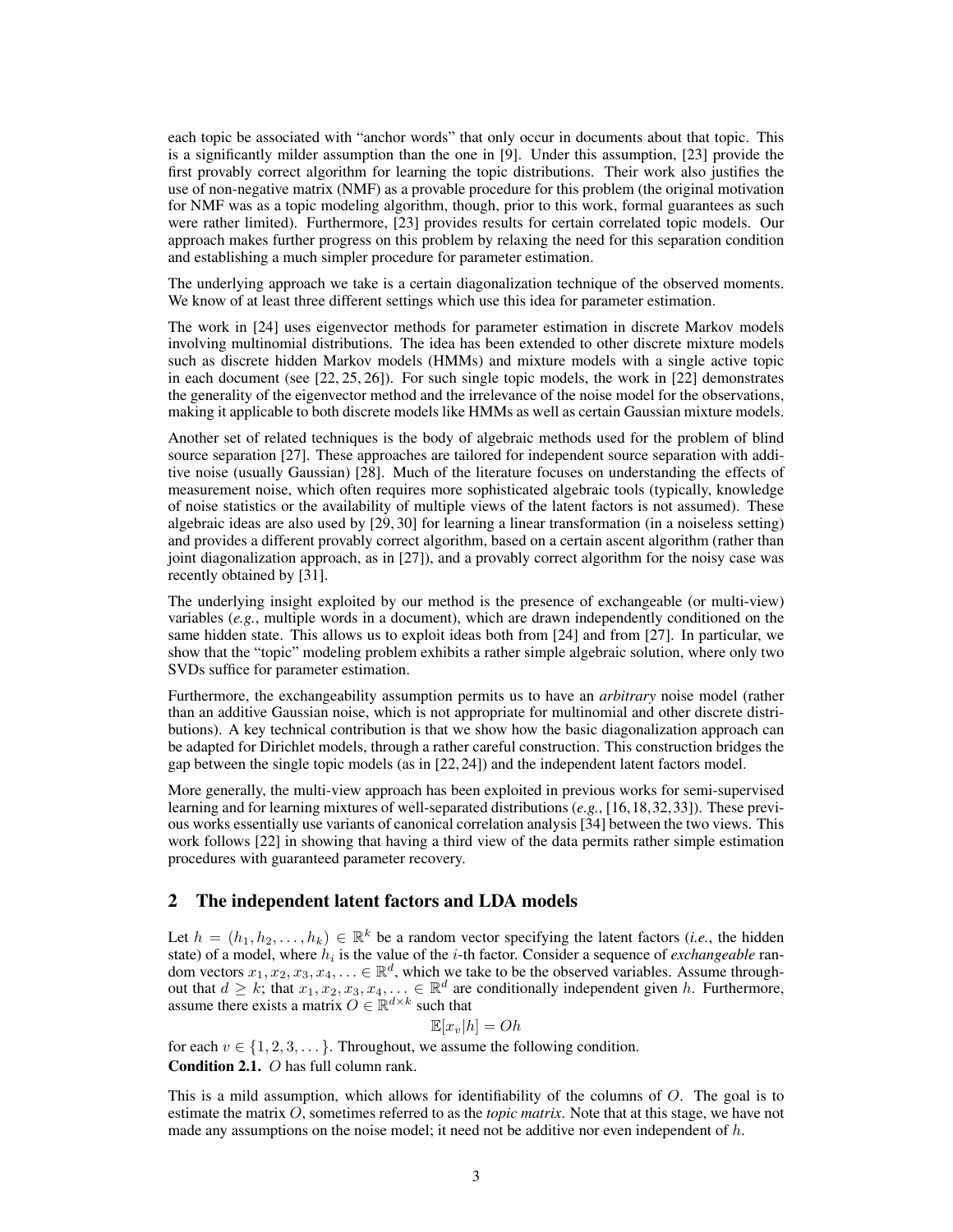each topic be associated with "anchor words" that only occur in documents about that topic. This is a significantly milder assumption than the one in [9]. Under this assumption, [23] provide the first provably correct algorithm for learning the topic distributions. Their work also justifies the use of non-negative matrix (NMF) as a provable procedure for this problem (the original motivation for NMF was as a topic modeling algorithm, though, prior to this work, formal guarantees as such were rather limited). Furthermore, [23] provides results for certain correlated topic models. Our approach makes further progress on this problem by relaxing the need for this separation condition and establishing a much simpler procedure for parameter estimation.

The underlying approach we take is a certain diagonalization technique of the observed moments. We know of at least three different settings which use this idea for parameter estimation.

The work in [24] uses eigenvector methods for parameter estimation in discrete Markov models involving multinomial distributions. The idea has been extended to other discrete mixture models such as discrete hidden Markov models (HMMs) and mixture models with a single active topic in each document (see [22, 25, 26]). For such single topic models, the work in [22] demonstrates the generality of the eigenvector method and the irrelevance of the noise model for the observations, making it applicable to both discrete models like HMMs as well as certain Gaussian mixture models.

Another set of related techniques is the body of algebraic methods used for the problem of blind source separation [27]. These approaches are tailored for independent source separation with additive noise (usually Gaussian) [28]. Much of the literature focuses on understanding the effects of measurement noise, which often requires more sophisticated algebraic tools (typically, knowledge of noise statistics or the availability of multiple views of the latent factors is not assumed). These algebraic ideas are also used by [29, 30] for learning a linear transformation (in a noiseless setting) and provides a different provably correct algorithm, based on a certain ascent algorithm (rather than joint diagonalization approach, as in [27]), and a provably correct algorithm for the noisy case was recently obtained by [31].

The underlying insight exploited by our method is the presence of exchangeable (or multi-view) variables (*e.g.*, multiple words in a document), which are drawn independently conditioned on the same hidden state. This allows us to exploit ideas both from [24] and from [27]. In particular, we show that the "topic" modeling problem exhibits a rather simple algebraic solution, where only two SVDs suffice for parameter estimation.

Furthermore, the exchangeability assumption permits us to have an *arbitrary* noise model (rather than an additive Gaussian noise, which is not appropriate for multinomial and other discrete distributions). A key technical contribution is that we show how the basic diagonalization approach can be adapted for Dirichlet models, through a rather careful construction. This construction bridges the gap between the single topic models (as in [22, 24]) and the independent latent factors model.

More generally, the multi-view approach has been exploited in previous works for semi-supervised learning and for learning mixtures of well-separated distributions (*e.g.*, [16, 18, 32, 33]). These previous works essentially use variants of canonical correlation analysis [34] between the two views. This work follows [22] in showing that having a third view of the data permits rather simple estimation procedures with guaranteed parameter recovery.

## 2 The independent latent factors and LDA models

Let $h = (h_1, h_2, \dots, h_k) \in \mathbb{R}^k$ be a random vector specifying the latent factors (*i.e.*, the hidden state) of a model, where $h_i$ is the value of the $i$-th factor. Consider a sequence of *exchangeable* random vectors $x_1, x_2, x_3, x_4, \dots \in \mathbb{R}^d$, which we take to be the observed variables. Assume throughout that $d \geq k$; that $x_1, x_2, x_3, x_4, \dots \in \mathbb{R}^d$ are conditionally independent given $h$. Furthermore, assume there exists a matrix $O \in \mathbb{R}^{d \times k}$ such that

$$\mathbb{E}[x_v | h] = Oh$$

for each $v \in \{1, 2, 3, \dots\}$. Throughout, we assume the following condition.

**Condition 2.1.** $O$ has full column rank.

This is a mild assumption, which allows for identifiability of the columns of $O$. The goal is to estimate the matrix $O$, sometimes referred to as the *topic matrix*. Note that at this stage, we have not made any assumptions on the noise model; it need not be additive nor even independent of $h$.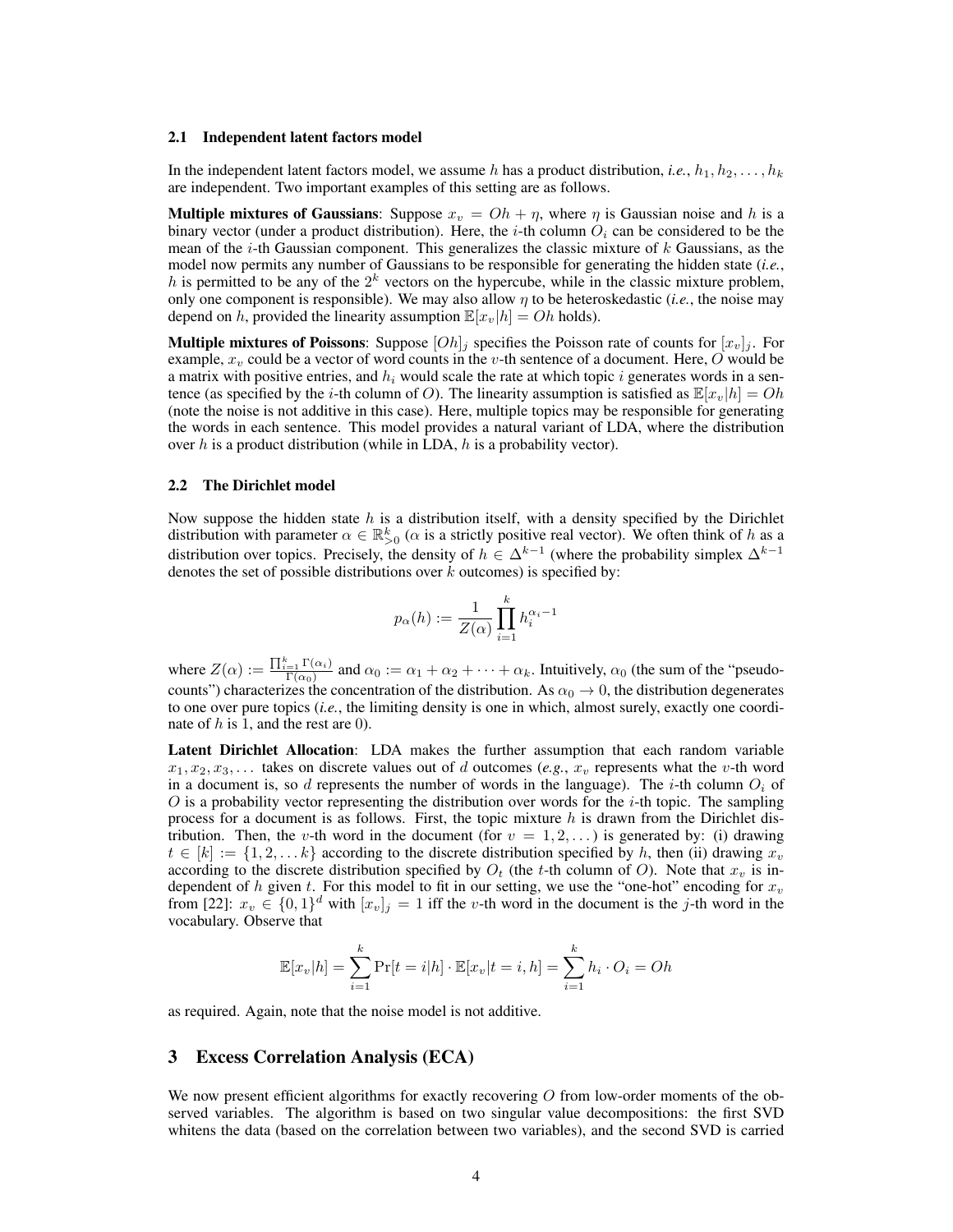### 2.1 Independent latent factors model

In the independent latent factors model, we assume $h$ has a product distribution, *i.e.*, $h_1, h_2, \ldots, h_k$ are independent. Two important examples of this setting are as follows.

**Multiple mixtures of Gaussians**: Suppose $x_v = Oh + \eta$, where $\eta$ is Gaussian noise and $h$ is a binary vector (under a product distribution). Here, the $i$-th column $O_i$ can be considered to be the mean of the $i$-th Gaussian component. This generalizes the classic mixture of $k$ Gaussians, as the model now permits any number of Gaussians to be responsible for generating the hidden state (*i.e.*, $h$ is permitted to be any of the $2^k$ vectors on the hypercube, while in the classic mixture problem, only one component is responsible). We may also allow $\eta$ to be heteroskedastic (*i.e.*, the noise may depend on $h$, provided the linearity assumption $\mathbb{E}[x_v|h] = Oh$ holds).

**Multiple mixtures of Poissons**: Suppose $[Oh]_j$ specifies the Poisson rate of counts for $[x_v]_j$. For example, $x_v$ could be a vector of word counts in the $v$-th sentence of a document. Here, $O$ would be a matrix with positive entries, and $h_i$ would scale the rate at which topic $i$ generates words in a sentence (as specified by the $i$-th column of $O$). The linearity assumption is satisfied as $\mathbb{E}[x_v|h] = Oh$ (note the noise is not additive in this case). Here, multiple topics may be responsible for generating the words in each sentence. This model provides a natural variant of LDA, where the distribution over $h$ is a product distribution (while in LDA, $h$ is a probability vector).

### 2.2 The Dirichlet model

Now suppose the hidden state $h$ is a distribution itself, with a density specified by the Dirichlet distribution with parameter $\alpha \in \mathbb{R}^k_{>0}$ ($\alpha$ is a strictly positive real vector). We often think of $h$ as a distribution over topics. Precisely, the density of $h \in \Delta^{k-1}$ (where the probability simplex $\Delta^{k-1}$ denotes the set of possible distributions over $k$ outcomes) is specified by:

$$p_\alpha(h) := \frac{1}{Z(\alpha)} \prod_{i=1}^{k} h_i^{\alpha_i - 1}$$

where $Z(\alpha) := \frac{\prod_{i=1}^{k} \Gamma(\alpha_i)}{\Gamma(\alpha_0)}$ and $\alpha_0 := \alpha_1 + \alpha_2 + \cdots + \alpha_k$. Intuitively, $\alpha_0$ (the sum of the "pseudo-counts") characterizes the concentration of the distribution. As $\alpha_0 \to 0$, the distribution degenerates to one over pure topics (*i.e.*, the limiting density is one in which, almost surely, exactly one coordinate of $h$ is 1, and the rest are 0).

**Latent Dirichlet Allocation**: LDA makes the further assumption that each random variable $x_1, x_2, x_3, \ldots$ takes on discrete values out of $d$ outcomes (*e.g.*, $x_v$ represents what the $v$-th word in a document is, so $d$ represents the number of words in the language). The $i$-th column $O_i$ of $O$ is a probability vector representing the distribution over words for the $i$-th topic. The sampling process for a document is as follows. First, the topic mixture $h$ is drawn from the Dirichlet distribution. Then, the $v$-th word in the document (for $v = 1, 2, \ldots$) is generated by: (i) drawing $t \in [k] := \{1, 2, \ldots k\}$ according to the discrete distribution specified by $h$, then (ii) drawing $x_v$ according to the discrete distribution specified by $O_t$ (the $t$-th column of $O$). Note that $x_v$ is independent of $h$ given $t$. For this model to fit in our setting, we use the "one-hot" encoding for $x_v$ from [22]: $x_v \in \{0, 1\}^d$ with $[x_v]_j = 1$ iff the $v$-th word in the document is the $j$-th word in the vocabulary. Observe that

$$\mathbb{E}[x_v|h] = \sum_{i=1}^{k} \Pr[t = i|h] \cdot \mathbb{E}[x_v|t = i, h] = \sum_{i=1}^{k} h_i \cdot O_i = Oh$$

as required. Again, note that the noise model is not additive.

## 3 Excess Correlation Analysis (ECA)

We now present efficient algorithms for exactly recovering $O$ from low-order moments of the observed variables. The algorithm is based on two singular value decompositions: the first SVD whitens the data (based on the correlation between two variables), and the second SVD is carried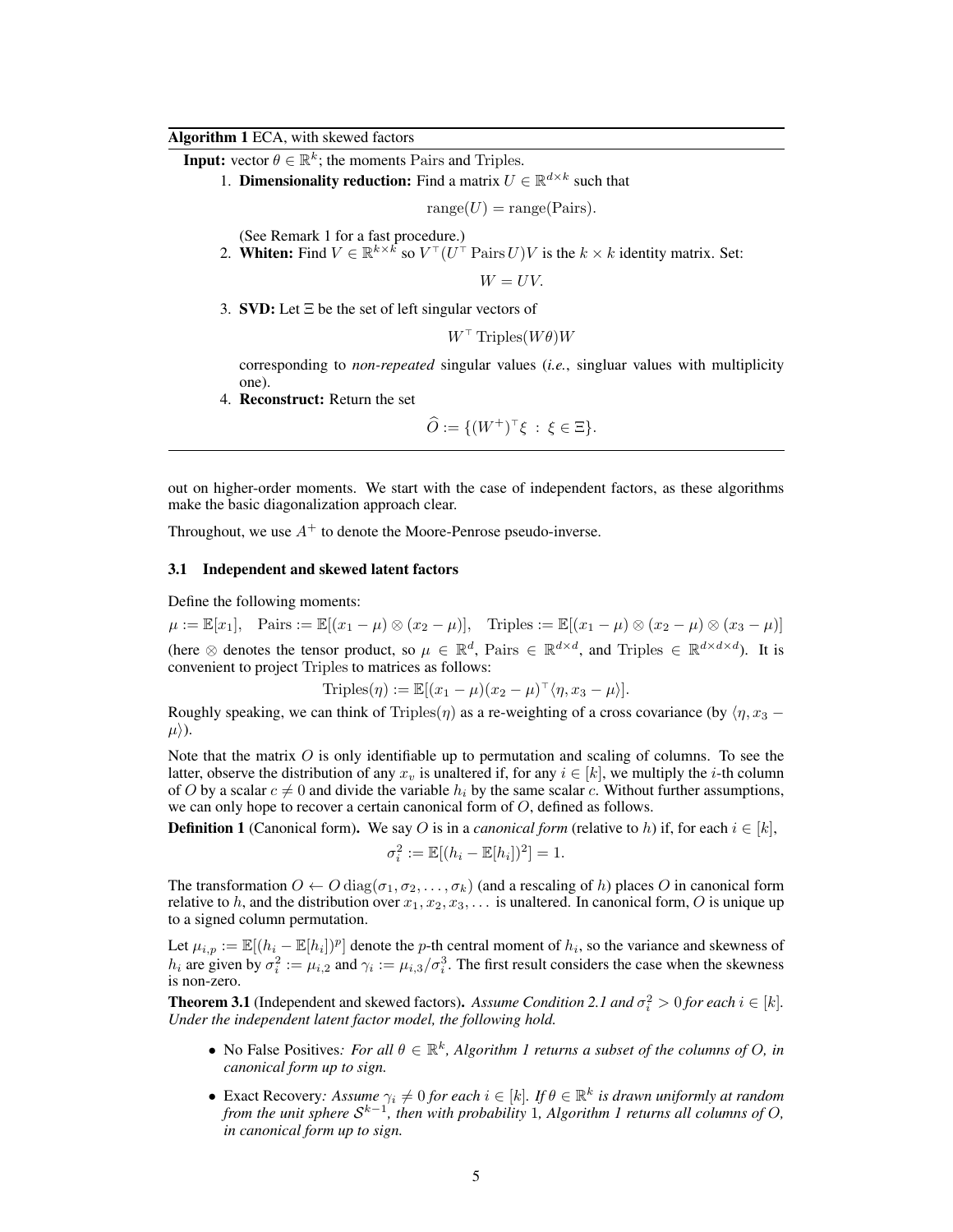**Algorithm 1** ECA, with skewed factors

**Input:** vector $\theta \in \mathbb{R}^k$; the moments Pairs and Triples.

1. **Dimensionality reduction:** Find a matrix $U \in \mathbb{R}^{d \times k}$ such that
$$\mathrm{range}(U) = \mathrm{range}(\mathrm{Pairs}).$$
(See Remark 1 for a fast procedure.)
2. **Whiten:** Find $V \in \mathbb{R}^{k \times k}$ so $V^\top (U^\top \mathrm{Pairs}\, U) V$ is the $k \times k$ identity matrix. Set:
$$W = UV.$$
3. **SVD:** Let $\Xi$ be the set of left singular vectors of
$$W^\top \mathrm{Triples}(W\theta) W$$
corresponding to *non-repeated* singular values (*i.e.*, singluar values with multiplicity one).
4. **Reconstruct:** Return the set
$$\widehat{O} := \{(W^+)^\top \xi \ : \ \xi \in \Xi\}.$$

out on higher-order moments. We start with the case of independent factors, as these algorithms make the basic diagonalization approach clear.

Throughout, we use $A^+$ to denote the Moore-Penrose pseudo-inverse.

### 3.1 Independent and skewed latent factors

Define the following moments:

$\mu := \mathbb{E}[x_1]$, $\quad \mathrm{Pairs} := \mathbb{E}[(x_1 - \mu) \otimes (x_2 - \mu)]$, $\quad \mathrm{Triples} := \mathbb{E}[(x_1 - \mu) \otimes (x_2 - \mu) \otimes (x_3 - \mu)]$

(here $\otimes$ denotes the tensor product, so $\mu \in \mathbb{R}^d$, $\mathrm{Pairs} \in \mathbb{R}^{d \times d}$, and $\mathrm{Triples} \in \mathbb{R}^{d \times d \times d}$). It is convenient to project Triples to matrices as follows:

$$\mathrm{Triples}(\eta) := \mathbb{E}[(x_1 - \mu)(x_2 - \mu)^\top \langle \eta, x_3 - \mu \rangle].$$

Roughly speaking, we can think of $\mathrm{Triples}(\eta)$ as a re-weighting of a cross covariance (by $\langle \eta, x_3 - \mu \rangle$).

Note that the matrix $O$ is only identifiable up to permutation and scaling of columns. To see the latter, observe the distribution of any $x_v$ is unaltered if, for any $i \in [k]$, we multiply the $i$-th column of $O$ by a scalar $c \neq 0$ and divide the variable $h_i$ by the same scalar $c$. Without further assumptions, we can only hope to recover a certain canonical form of $O$, defined as follows.

**Definition 1** (Canonical form). We say $O$ is in a *canonical form* (relative to $h$) if, for each $i \in [k]$,

$$\sigma_i^2 := \mathbb{E}[(h_i - \mathbb{E}[h_i])^2] = 1.$$

The transformation $O \leftarrow O \,\mathrm{diag}(\sigma_1, \sigma_2, \ldots, \sigma_k)$ (and a rescaling of $h$) places $O$ in canonical form relative to $h$, and the distribution over $x_1, x_2, x_3, \ldots$ is unaltered. In canonical form, $O$ is unique up to a signed column permutation.

Let $\mu_{i,p} := \mathbb{E}[(h_i - \mathbb{E}[h_i])^p]$ denote the $p$-th central moment of $h_i$, so the variance and skewness of $h_i$ are given by $\sigma_i^2 := \mu_{i,2}$ and $\gamma_i := \mu_{i,3}/\sigma_i^3$. The first result considers the case when the skewness is non-zero.

**Theorem 3.1** (Independent and skewed factors). *Assume Condition 2.1 and $\sigma_i^2 > 0$ for each $i \in [k]$. Under the independent latent factor model, the following hold.*

- No False Positives*: For all $\theta \in \mathbb{R}^k$, Algorithm 1 returns a subset of the columns of $O$, in canonical form up to sign.*
- Exact Recovery*: Assume $\gamma_i \neq 0$ for each $i \in [k]$. If $\theta \in \mathbb{R}^k$ is drawn uniformly at random from the unit sphere $\mathcal{S}^{k-1}$, then with probability 1, Algorithm 1 returns all columns of $O$, in canonical form up to sign.*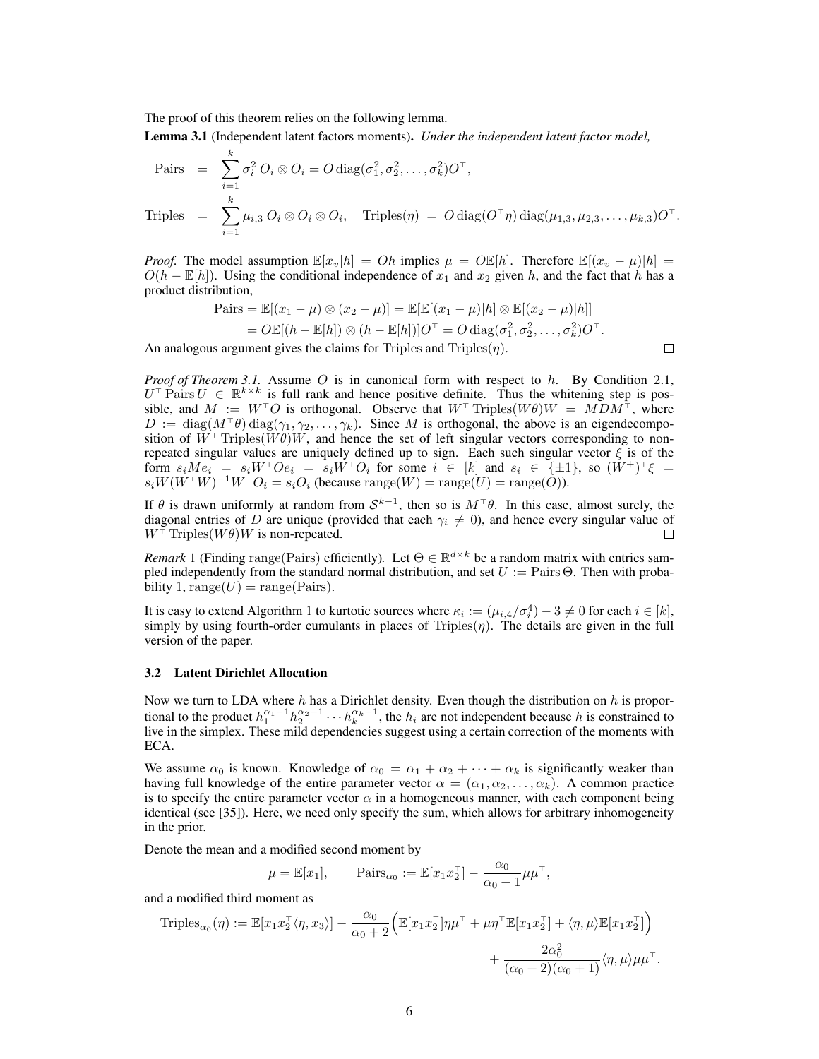The proof of this theorem relies on the following lemma.

**Lemma 3.1** (Independent latent factors moments)**.** *Under the independent latent factor model,*

$$\text{Pairs} = \sum_{i=1}^{k} \sigma_i^2 \, O_i \otimes O_i = O \operatorname{diag}(\sigma_1^2, \sigma_2^2, \ldots, \sigma_k^2) O^\top,$$

$$\text{Triples} = \sum_{i=1}^{k} \mu_{i,3} \, O_i \otimes O_i \otimes O_i, \quad \text{Triples}(\eta) = O \operatorname{diag}(O^\top \eta) \operatorname{diag}(\mu_{1,3}, \mu_{2,3}, \ldots, \mu_{k,3}) O^\top.$$

*Proof.* The model assumption $\mathbb{E}[x_v|h] = Oh$ implies $\mu = O\mathbb{E}[h]$. Therefore $\mathbb{E}[(x_v - \mu)|h] = O(h - \mathbb{E}[h])$. Using the conditional independence of $x_1$ and $x_2$ given $h$, and the fact that $h$ has a product distribution,

$$\begin{aligned}\text{Pairs} = \mathbb{E}[(x_1 - \mu) \otimes (x_2 - \mu)] &= \mathbb{E}[\mathbb{E}[(x_1 - \mu)|h] \otimes \mathbb{E}[(x_2 - \mu)|h]] \\ &= O\mathbb{E}[(h - \mathbb{E}[h]) \otimes (h - \mathbb{E}[h])]O^\top = O \operatorname{diag}(\sigma_1^2, \sigma_2^2, \ldots, \sigma_k^2) O^\top.\end{aligned}$$

An analogous argument gives the claims for Triples and Triples$(\eta)$. □

*Proof of Theorem 3.1.* Assume $O$ is in canonical form with respect to $h$. By Condition 2.1, $U^\top \text{Pairs}\, U \in \mathbb{R}^{k \times k}$ is full rank and hence positive definite. Thus the whitening step is possible, and $M := W^\top O$ is orthogonal. Observe that $W^\top \text{Triples}(W\theta)W = MDM^\top$, where $D := \operatorname{diag}(M^\top \theta) \operatorname{diag}(\gamma_1, \gamma_2, \ldots, \gamma_k)$. Since $M$ is orthogonal, the above is an eigendecomposition of $W^\top \text{Triples}(W\theta)W$, and hence the set of left singular vectors corresponding to non-repeated singular values are uniquely defined up to sign. Each such singular vector $\xi$ is of the form $s_i M e_i = s_i W^\top O e_i = s_i W^\top O_i$ for some $i \in [k]$ and $s_i \in \{\pm 1\}$, so $(W^+)^\top \xi = s_i W (W^\top W)^{-1} W^\top O_i = s_i O_i$ (because $\operatorname{range}(W) = \operatorname{range}(U) = \operatorname{range}(O)$).

If $\theta$ is drawn uniformly at random from $\mathcal{S}^{k-1}$, then so is $M^\top \theta$. In this case, almost surely, the diagonal entries of $D$ are unique (provided that each $\gamma_i \neq 0$), and hence every singular value of $W^\top \text{Triples}(W\theta)W$ is non-repeated. □

*Remark* 1 (Finding range(Pairs) efficiently). Let $\Theta \in \mathbb{R}^{d \times k}$ be a random matrix with entries sampled independently from the standard normal distribution, and set $U := \text{Pairs}\,\Theta$. Then with probability 1, $\operatorname{range}(U) = \operatorname{range}(\text{Pairs})$.

It is easy to extend Algorithm 1 to kurtotic sources where $\kappa_i := (\mu_{i,4}/\sigma_i^4) - 3 \neq 0$ for each $i \in [k]$, simply by using fourth-order cumulants in places of Triples$(\eta)$. The details are given in the full version of the paper.

### 3.2 Latent Dirichlet Allocation

Now we turn to LDA where $h$ has a Dirichlet density. Even though the distribution on $h$ is proportional to the product $h_1^{\alpha_1 - 1} h_2^{\alpha_2 - 1} \cdots h_k^{\alpha_k - 1}$, the $h_i$ are not independent because $h$ is constrained to live in the simplex. These mild dependencies suggest using a certain correction of the moments with ECA.

We assume $\alpha_0$ is known. Knowledge of $\alpha_0 = \alpha_1 + \alpha_2 + \cdots + \alpha_k$ is significantly weaker than having full knowledge of the entire parameter vector $\alpha = (\alpha_1, \alpha_2, \ldots, \alpha_k)$. A common practice is to specify the entire parameter vector $\alpha$ in a homogeneous manner, with each component being identical (see [35]). Here, we need only specify the sum, which allows for arbitrary inhomogeneity in the prior.

Denote the mean and a modified second moment by

$$\mu = \mathbb{E}[x_1], \qquad \text{Pairs}_{\alpha_0} := \mathbb{E}[x_1 x_2^\top] - \frac{\alpha_0}{\alpha_0 + 1} \mu \mu^\top,$$

and a modified third moment as

$$\begin{aligned}\text{Triples}_{\alpha_0}(\eta) := \mathbb{E}[x_1 x_2^\top \langle \eta, x_3 \rangle] - \frac{\alpha_0}{\alpha_0 + 2} \Big( \mathbb{E}[x_1 x_2^\top] \eta \mu^\top + \mu \eta^\top \mathbb{E}[x_1 x_2^\top] + \langle \eta, \mu \rangle \mathbb{E}[x_1 x_2^\top] \Big) \\ + \frac{2\alpha_0^2}{(\alpha_0 + 2)(\alpha_0 + 1)} \langle \eta, \mu \rangle \mu \mu^\top.\end{aligned}$$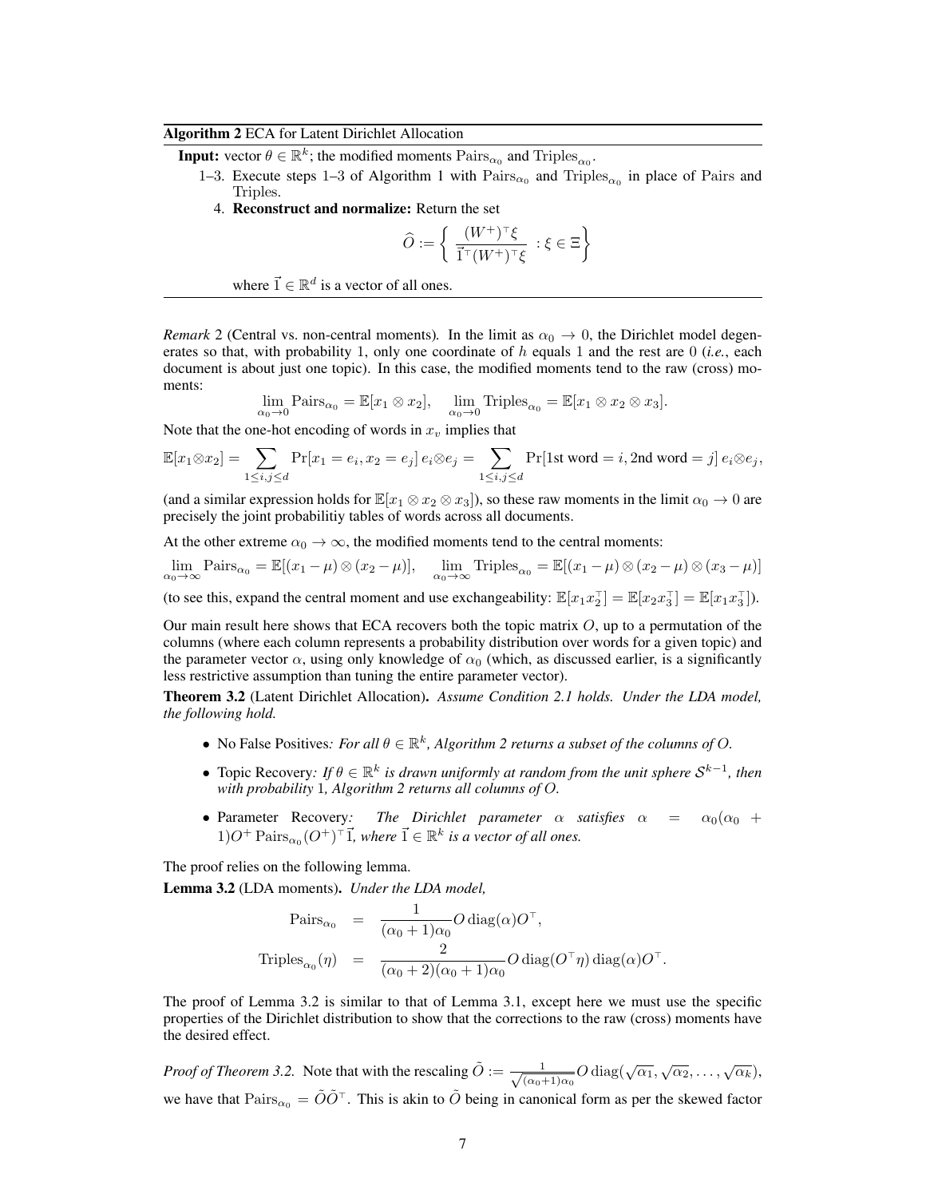**Algorithm 2** ECA for Latent Dirichlet Allocation

**Input:** vector $\theta \in \mathbb{R}^k$; the modified moments $\mathrm{Pairs}_{\alpha_0}$ and $\mathrm{Triples}_{\alpha_0}$.

1–3. Execute steps 1–3 of Algorithm 1 with $\mathrm{Pairs}_{\alpha_0}$ and $\mathrm{Triples}_{\alpha_0}$ in place of Pairs and Triples.

4. **Reconstruct and normalize:** Return the set

$$\widehat{O} := \left\{ \frac{(W^+)^\top \xi}{\vec{1}^\top (W^+)^\top \xi} \; : \xi \in \Xi \right\}$$

where $\vec{1} \in \mathbb{R}^d$ is a vector of all ones.

---

*Remark* 2 (Central vs. non-central moments). In the limit as $\alpha_0 \to 0$, the Dirichlet model degenerates so that, with probability 1, only one coordinate of $h$ equals 1 and the rest are 0 (*i.e.*, each document is about just one topic). In this case, the modified moments tend to the raw (cross) moments:

$$\lim_{\alpha_0 \to 0} \mathrm{Pairs}_{\alpha_0} = \mathbb{E}[x_1 \otimes x_2], \quad \lim_{\alpha_0 \to 0} \mathrm{Triples}_{\alpha_0} = \mathbb{E}[x_1 \otimes x_2 \otimes x_3].$$

Note that the one-hot encoding of words in $x_v$ implies that

$$\mathbb{E}[x_1 \otimes x_2] = \sum_{1 \le i,j \le d} \Pr[x_1 = e_i, x_2 = e_j] \, e_i \otimes e_j = \sum_{1 \le i,j \le d} \Pr[\text{1st word} = i, \text{2nd word} = j] \, e_i \otimes e_j,$$

(and a similar expression holds for $\mathbb{E}[x_1 \otimes x_2 \otimes x_3]$), so these raw moments in the limit $\alpha_0 \to 0$ are precisely the joint probabilitiy tables of words across all documents.

At the other extreme $\alpha_0 \to \infty$, the modified moments tend to the central moments:

$$\lim_{\alpha_0 \to \infty} \mathrm{Pairs}_{\alpha_0} = \mathbb{E}[(x_1 - \mu) \otimes (x_2 - \mu)], \quad \lim_{\alpha_0 \to \infty} \mathrm{Triples}_{\alpha_0} = \mathbb{E}[(x_1 - \mu) \otimes (x_2 - \mu) \otimes (x_3 - \mu)]$$

(to see this, expand the central moment and use exchangeability: $\mathbb{E}[x_1 x_2^\top] = \mathbb{E}[x_2 x_3^\top] = \mathbb{E}[x_1 x_3^\top]$).

Our main result here shows that ECA recovers both the topic matrix $O$, up to a permutation of the columns (where each column represents a probability distribution over words for a given topic) and the parameter vector $\alpha$, using only knowledge of $\alpha_0$ (which, as discussed earlier, is a significantly less restrictive assumption than tuning the entire parameter vector).

**Theorem 3.2** (Latent Dirichlet Allocation)**.** *Assume Condition 2.1 holds. Under the LDA model, the following hold.*

- No False Positives*: For all $\theta \in \mathbb{R}^k$, Algorithm 2 returns a subset of the columns of $O$.*
- Topic Recovery*: If $\theta \in \mathbb{R}^k$ is drawn uniformly at random from the unit sphere $\mathcal{S}^{k-1}$, then with probability* 1*, Algorithm 2 returns all columns of $O$.*
- Parameter Recovery*: The Dirichlet parameter $\alpha$ satisfies $\alpha = \alpha_0(\alpha_0 + 1)O^+ \mathrm{Pairs}_{\alpha_0} (O^+)^\top \vec{1}$, where $\vec{1} \in \mathbb{R}^k$ is a vector of all ones.*

The proof relies on the following lemma.

**Lemma 3.2** (LDA moments)**.** *Under the LDA model,*

$$\begin{aligned}
\mathrm{Pairs}_{\alpha_0} &= \frac{1}{(\alpha_0 + 1)\alpha_0} O \operatorname{diag}(\alpha) O^\top, \\
\mathrm{Triples}_{\alpha_0}(\eta) &= \frac{2}{(\alpha_0 + 2)(\alpha_0 + 1)\alpha_0} O \operatorname{diag}(O^\top \eta) \operatorname{diag}(\alpha) O^\top.
\end{aligned}$$

The proof of Lemma 3.2 is similar to that of Lemma 3.1, except here we must use the specific properties of the Dirichlet distribution to show that the corrections to the raw (cross) moments have the desired effect.

*Proof of Theorem 3.2.* Note that with the rescaling $\tilde{O} := \frac{1}{\sqrt{(\alpha_0+1)\alpha_0}} O \operatorname{diag}(\sqrt{\alpha_1}, \sqrt{\alpha_2}, \ldots, \sqrt{\alpha_k})$, we have that $\mathrm{Pairs}_{\alpha_0} = \tilde{O}\tilde{O}^\top$. This is akin to $\tilde{O}$ being in canonical form as per the skewed factor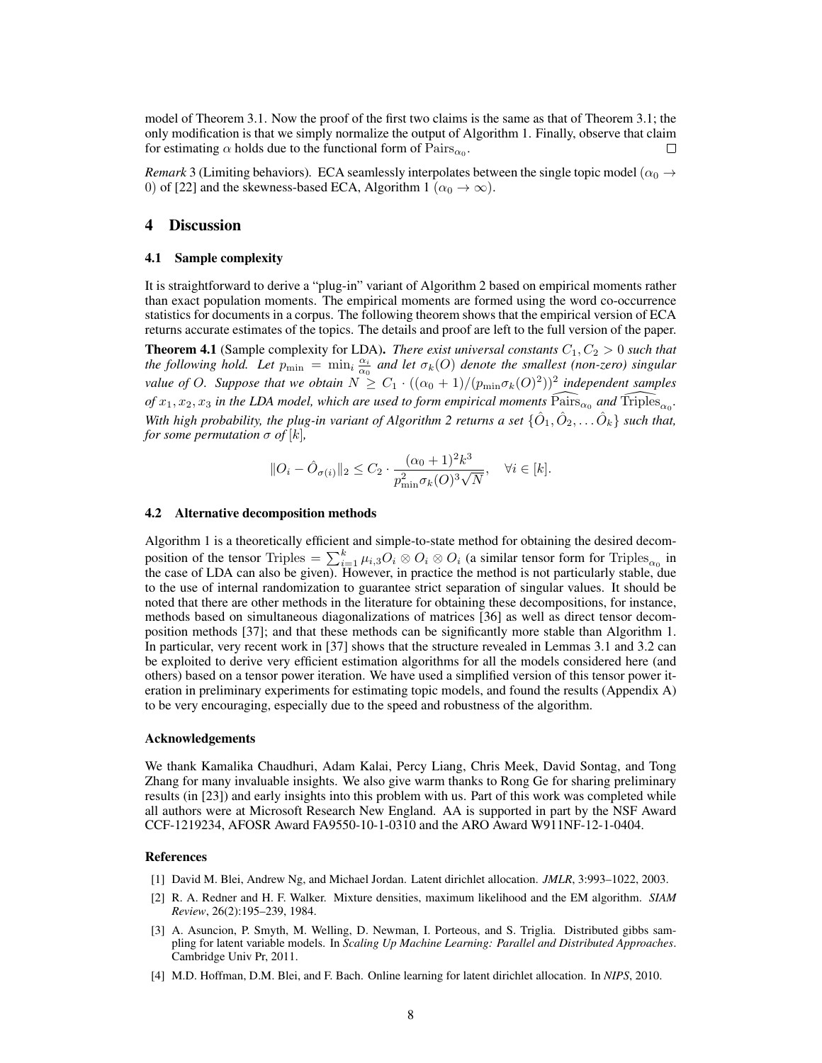model of Theorem 3.1. Now the proof of the first two claims is the same as that of Theorem 3.1; the only modification is that we simply normalize the output of Algorithm 1. Finally, observe that claim for estimating $\alpha$ holds due to the functional form of $\mathrm{Pairs}_{\alpha_0}$. $\square$

*Remark* 3 (Limiting behaviors). ECA seamlessly interpolates between the single topic model ($\alpha_0 \to 0$) of [22] and the skewness-based ECA, Algorithm 1 ($\alpha_0 \to \infty$).

## 4 Discussion

### 4.1 Sample complexity

It is straightforward to derive a "plug-in" variant of Algorithm 2 based on empirical moments rather than exact population moments. The empirical moments are formed using the word co-occurrence statistics for documents in a corpus. The following theorem shows that the empirical version of ECA returns accurate estimates of the topics. The details and proof are left to the full version of the paper.

**Theorem 4.1** (Sample complexity for LDA). *There exist universal constants $C_1, C_2 > 0$ such that the following hold. Let $p_{\min} = \min_i \frac{\alpha_i}{\alpha_0}$ and let $\sigma_k(O)$ denote the smallest (non-zero) singular value of $O$. Suppose that we obtain $N \geq C_1 \cdot ((\alpha_0 + 1)/(p_{\min}\sigma_k(O)^2))^2$ independent samples of $x_1, x_2, x_3$ in the LDA model, which are used to form empirical moments $\widehat{\mathrm{Pairs}}_{\alpha_0}$ and $\widehat{\mathrm{Triples}}_{\alpha_0}$. With high probability, the plug-in variant of Algorithm 2 returns a set $\{\hat{O}_1, \hat{O}_2, \ldots \hat{O}_k\}$ such that, for some permutation $\sigma$ of $[k]$,*

$$\|O_i - \hat{O}_{\sigma(i)}\|_2 \leq C_2 \cdot \frac{(\alpha_0 + 1)^2 k^3}{p_{\min}^2 \sigma_k(O)^3 \sqrt{N}}, \quad \forall i \in [k].$$

### 4.2 Alternative decomposition methods

Algorithm 1 is a theoretically efficient and simple-to-state method for obtaining the desired decomposition of the tensor $\mathrm{Triples} = \sum_{i=1}^{k} \mu_{i,3} O_i \otimes O_i \otimes O_i$ (a similar tensor form for $\mathrm{Triples}_{\alpha_0}$ in the case of LDA can also be given). However, in practice the method is not particularly stable, due to the use of internal randomization to guarantee strict separation of singular values. It should be noted that there are other methods in the literature for obtaining these decompositions, for instance, methods based on simultaneous diagonalizations of matrices [36] as well as direct tensor decomposition methods [37]; and that these methods can be significantly more stable than Algorithm 1. In particular, very recent work in [37] shows that the structure revealed in Lemmas 3.1 and 3.2 can be exploited to derive very efficient estimation algorithms for all the models considered here (and others) based on a tensor power iteration. We have used a simplified version of this tensor power iteration in preliminary experiments for estimating topic models, and found the results (Appendix A) to be very encouraging, especially due to the speed and robustness of the algorithm.

#### Acknowledgements

We thank Kamalika Chaudhuri, Adam Kalai, Percy Liang, Chris Meek, David Sontag, and Tong Zhang for many invaluable insights. We also give warm thanks to Rong Ge for sharing preliminary results (in [23]) and early insights into this problem with us. Part of this work was completed while all authors were at Microsoft Research New England. AA is supported in part by the NSF Award CCF-1219234, AFOSR Award FA9550-10-1-0310 and the ARO Award W911NF-12-1-0404.

#### References

[1] David M. Blei, Andrew Ng, and Michael Jordan. Latent dirichlet allocation. *JMLR*, 3:993–1022, 2003.

[2] R. A. Redner and H. F. Walker. Mixture densities, maximum likelihood and the EM algorithm. *SIAM Review*, 26(2):195–239, 1984.

[3] A. Asuncion, P. Smyth, M. Welling, D. Newman, I. Porteous, and S. Triglia. Distributed gibbs sampling for latent variable models. In *Scaling Up Machine Learning: Parallel and Distributed Approaches*. Cambridge Univ Pr, 2011.

[4] M.D. Hoffman, D.M. Blei, and F. Bach. Online learning for latent dirichlet allocation. In *NIPS*, 2010.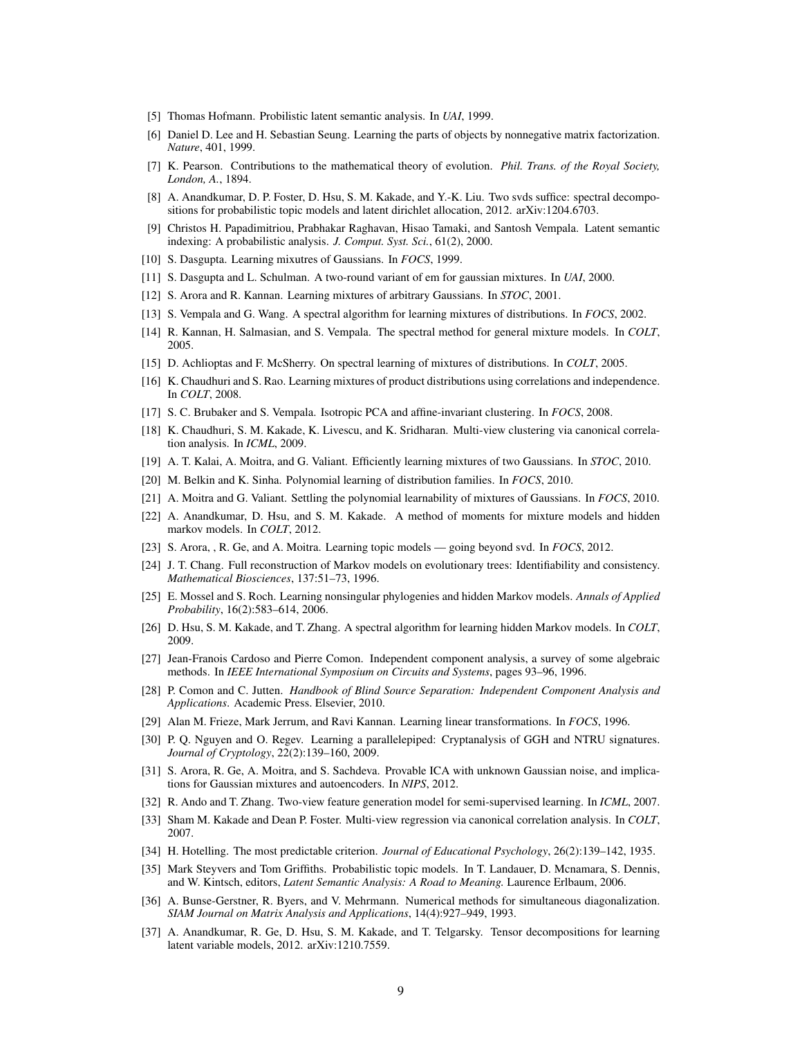[5] Thomas Hofmann. Probilistic latent semantic analysis. In *UAI*, 1999.

[6] Daniel D. Lee and H. Sebastian Seung. Learning the parts of objects by nonnegative matrix factorization. *Nature*, 401, 1999.

[7] K. Pearson. Contributions to the mathematical theory of evolution. *Phil. Trans. of the Royal Society, London, A.*, 1894.

[8] A. Anandkumar, D. P. Foster, D. Hsu, S. M. Kakade, and Y.-K. Liu. Two svds suffice: spectral decompositions for probabilistic topic models and latent dirichlet allocation, 2012. arXiv:1204.6703.

[9] Christos H. Papadimitriou, Prabhakar Raghavan, Hisao Tamaki, and Santosh Vempala. Latent semantic indexing: A probabilistic analysis. *J. Comput. Syst. Sci.*, 61(2), 2000.

[10] S. Dasgupta. Learning mixutres of Gaussians. In *FOCS*, 1999.

[11] S. Dasgupta and L. Schulman. A two-round variant of em for gaussian mixtures. In *UAI*, 2000.

[12] S. Arora and R. Kannan. Learning mixtures of arbitrary Gaussians. In *STOC*, 2001.

[13] S. Vempala and G. Wang. A spectral algorithm for learning mixtures of distributions. In *FOCS*, 2002.

[14] R. Kannan, H. Salmasian, and S. Vempala. The spectral method for general mixture models. In *COLT*, 2005.

[15] D. Achlioptas and F. McSherry. On spectral learning of mixtures of distributions. In *COLT*, 2005.

[16] K. Chaudhuri and S. Rao. Learning mixtures of product distributions using correlations and independence. In *COLT*, 2008.

[17] S. C. Brubaker and S. Vempala. Isotropic PCA and affine-invariant clustering. In *FOCS*, 2008.

[18] K. Chaudhuri, S. M. Kakade, K. Livescu, and K. Sridharan. Multi-view clustering via canonical correlation analysis. In *ICML*, 2009.

[19] A. T. Kalai, A. Moitra, and G. Valiant. Efficiently learning mixtures of two Gaussians. In *STOC*, 2010.

[20] M. Belkin and K. Sinha. Polynomial learning of distribution families. In *FOCS*, 2010.

[21] A. Moitra and G. Valiant. Settling the polynomial learnability of mixtures of Gaussians. In *FOCS*, 2010.

[22] A. Anandkumar, D. Hsu, and S. M. Kakade. A method of moments for mixture models and hidden markov models. In *COLT*, 2012.

[23] S. Arora, , R. Ge, and A. Moitra. Learning topic models — going beyond svd. In *FOCS*, 2012.

[24] J. T. Chang. Full reconstruction of Markov models on evolutionary trees: Identifiability and consistency. *Mathematical Biosciences*, 137:51–73, 1996.

[25] E. Mossel and S. Roch. Learning nonsingular phylogenies and hidden Markov models. *Annals of Applied Probability*, 16(2):583–614, 2006.

[26] D. Hsu, S. M. Kakade, and T. Zhang. A spectral algorithm for learning hidden Markov models. In *COLT*, 2009.

[27] Jean-Franois Cardoso and Pierre Comon. Independent component analysis, a survey of some algebraic methods. In *IEEE International Symposium on Circuits and Systems*, pages 93–96, 1996.

[28] P. Comon and C. Jutten. *Handbook of Blind Source Separation: Independent Component Analysis and Applications*. Academic Press. Elsevier, 2010.

[29] Alan M. Frieze, Mark Jerrum, and Ravi Kannan. Learning linear transformations. In *FOCS*, 1996.

[30] P. Q. Nguyen and O. Regev. Learning a parallelepiped: Cryptanalysis of GGH and NTRU signatures. *Journal of Cryptology*, 22(2):139–160, 2009.

[31] S. Arora, R. Ge, A. Moitra, and S. Sachdeva. Provable ICA with unknown Gaussian noise, and implications for Gaussian mixtures and autoencoders. In *NIPS*, 2012.

[32] R. Ando and T. Zhang. Two-view feature generation model for semi-supervised learning. In *ICML*, 2007.

[33] Sham M. Kakade and Dean P. Foster. Multi-view regression via canonical correlation analysis. In *COLT*, 2007.

[34] H. Hotelling. The most predictable criterion. *Journal of Educational Psychology*, 26(2):139–142, 1935.

[35] Mark Steyvers and Tom Griffiths. Probabilistic topic models. In T. Landauer, D. Mcnamara, S. Dennis, and W. Kintsch, editors, *Latent Semantic Analysis: A Road to Meaning.* Laurence Erlbaum, 2006.

[36] A. Bunse-Gerstner, R. Byers, and V. Mehrmann. Numerical methods for simultaneous diagonalization. *SIAM Journal on Matrix Analysis and Applications*, 14(4):927–949, 1993.

[37] A. Anandkumar, R. Ge, D. Hsu, S. M. Kakade, and T. Telgarsky. Tensor decompositions for learning latent variable models, 2012. arXiv:1210.7559.